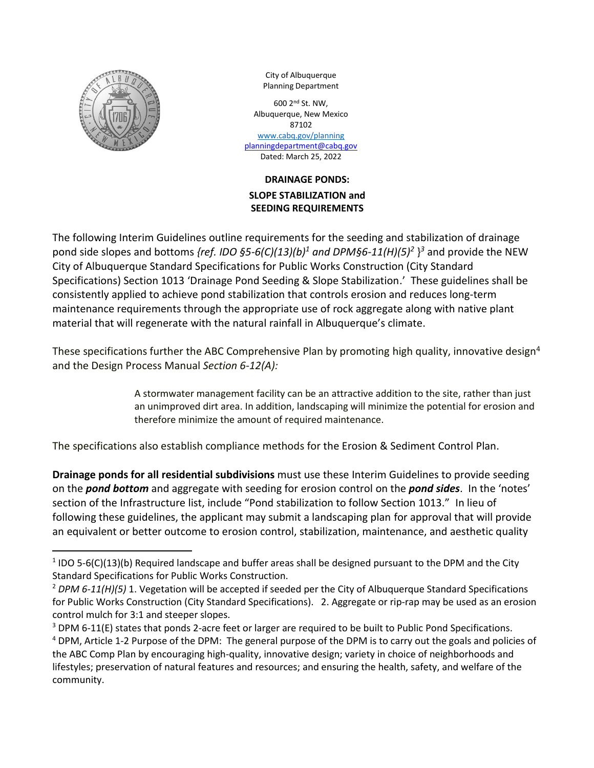City of Albuquerque
Planning Department

600 2nd St. NW,
Albuquerque, New Mexico
87102
www.cabq.gov/planning
planningdepartment@cabq.gov
Dated: March 25, 2022

**DRAINAGE PONDS:**
**SLOPE STABILIZATION and**
**SEEDING REQUIREMENTS**

The following Interim Guidelines outline requirements for the seeding and stabilization of drainage pond side slopes and bottoms *{ref. IDO §5-6(C)(13)(b)*[1] *and DPM§6-11(H)(5)*[2] *}*[3] and provide the NEW City of Albuquerque Standard Specifications for Public Works Construction (City Standard Specifications) Section 1013 'Drainage Pond Seeding & Slope Stabilization.' These guidelines shall be consistently applied to achieve pond stabilization that controls erosion and reduces long-term maintenance requirements through the appropriate use of rock aggregate along with native plant material that will regenerate with the natural rainfall in Albuquerque's climate.

These specifications further the ABC Comprehensive Plan by promoting high quality, innovative design[4] and the Design Process Manual *Section 6-12(A):*

> A stormwater management facility can be an attractive addition to the site, rather than just an unimproved dirt area. In addition, landscaping will minimize the potential for erosion and therefore minimize the amount of required maintenance.

The specifications also establish compliance methods for the Erosion & Sediment Control Plan.

**Drainage ponds for all residential subdivisions** must use these Interim Guidelines to provide seeding on the ***pond bottom*** and aggregate with seeding for erosion control on the ***pond sides***. In the 'notes' section of the Infrastructure list, include "Pond stabilization to follow Section 1013." In lieu of following these guidelines, the applicant may submit a landscaping plan for approval that will provide an equivalent or better outcome to erosion control, stabilization, maintenance, and aesthetic quality

---

[1] IDO 5-6(C)(13)(b) Required landscape and buffer areas shall be designed pursuant to the DPM and the City Standard Specifications for Public Works Construction.

[2] *DPM 6-11(H)(5)* 1. Vegetation will be accepted if seeded per the City of Albuquerque Standard Specifications for Public Works Construction (City Standard Specifications). 2. Aggregate or rip-rap may be used as an erosion control mulch for 3:1 and steeper slopes.

[3] DPM 6-11(E) states that ponds 2-acre feet or larger are required to be built to Public Pond Specifications.

[4] DPM, Article 1-2 Purpose of the DPM: The general purpose of the DPM is to carry out the goals and policies of the ABC Comp Plan by encouraging high-quality, innovative design; variety in choice of neighborhoods and lifestyles; preservation of natural features and resources; and ensuring the health, safety, and welfare of the community.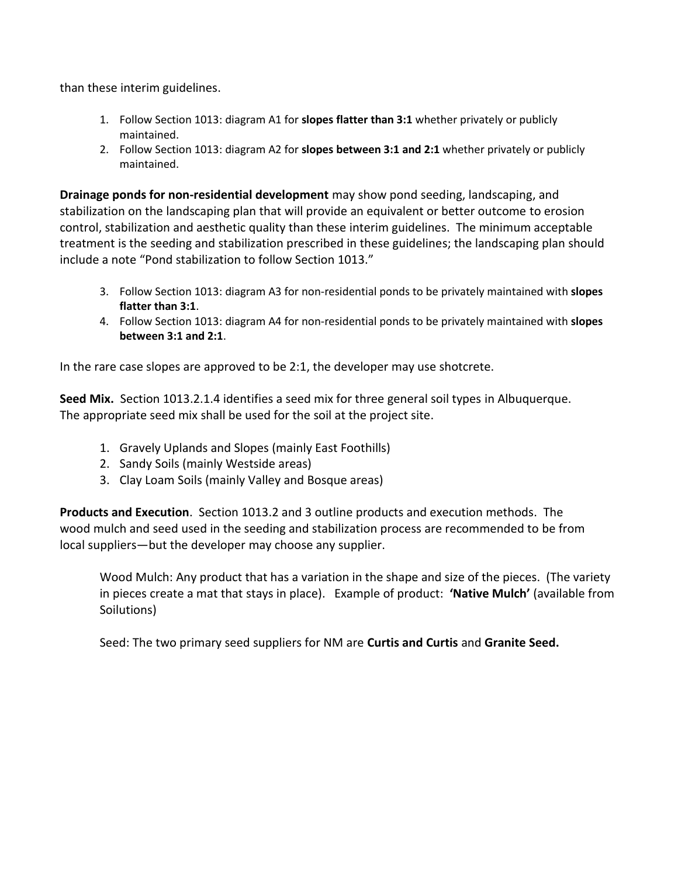than these interim guidelines.

1. Follow Section 1013: diagram A1 for **slopes flatter than 3:1** whether privately or publicly maintained.
2. Follow Section 1013: diagram A2 for **slopes between 3:1 and 2:1** whether privately or publicly maintained.

**Drainage ponds for non-residential development** may show pond seeding, landscaping, and stabilization on the landscaping plan that will provide an equivalent or better outcome to erosion control, stabilization and aesthetic quality than these interim guidelines. The minimum acceptable treatment is the seeding and stabilization prescribed in these guidelines; the landscaping plan should include a note "Pond stabilization to follow Section 1013."

3. Follow Section 1013: diagram A3 for non-residential ponds to be privately maintained with **slopes flatter than 3:1**.
4. Follow Section 1013: diagram A4 for non-residential ponds to be privately maintained with **slopes between 3:1 and 2:1**.

In the rare case slopes are approved to be 2:1, the developer may use shotcrete.

**Seed Mix.** Section 1013.2.1.4 identifies a seed mix for three general soil types in Albuquerque. The appropriate seed mix shall be used for the soil at the project site.

1. Gravely Uplands and Slopes (mainly East Foothills)
2. Sandy Soils (mainly Westside areas)
3. Clay Loam Soils (mainly Valley and Bosque areas)

**Products and Execution**. Section 1013.2 and 3 outline products and execution methods. The wood mulch and seed used in the seeding and stabilization process are recommended to be from local suppliers—but the developer may choose any supplier.

Wood Mulch: Any product that has a variation in the shape and size of the pieces. (The variety in pieces create a mat that stays in place). Example of product: **'Native Mulch'** (available from Soilutions)

Seed: The two primary seed suppliers for NM are **Curtis and Curtis** and **Granite Seed.**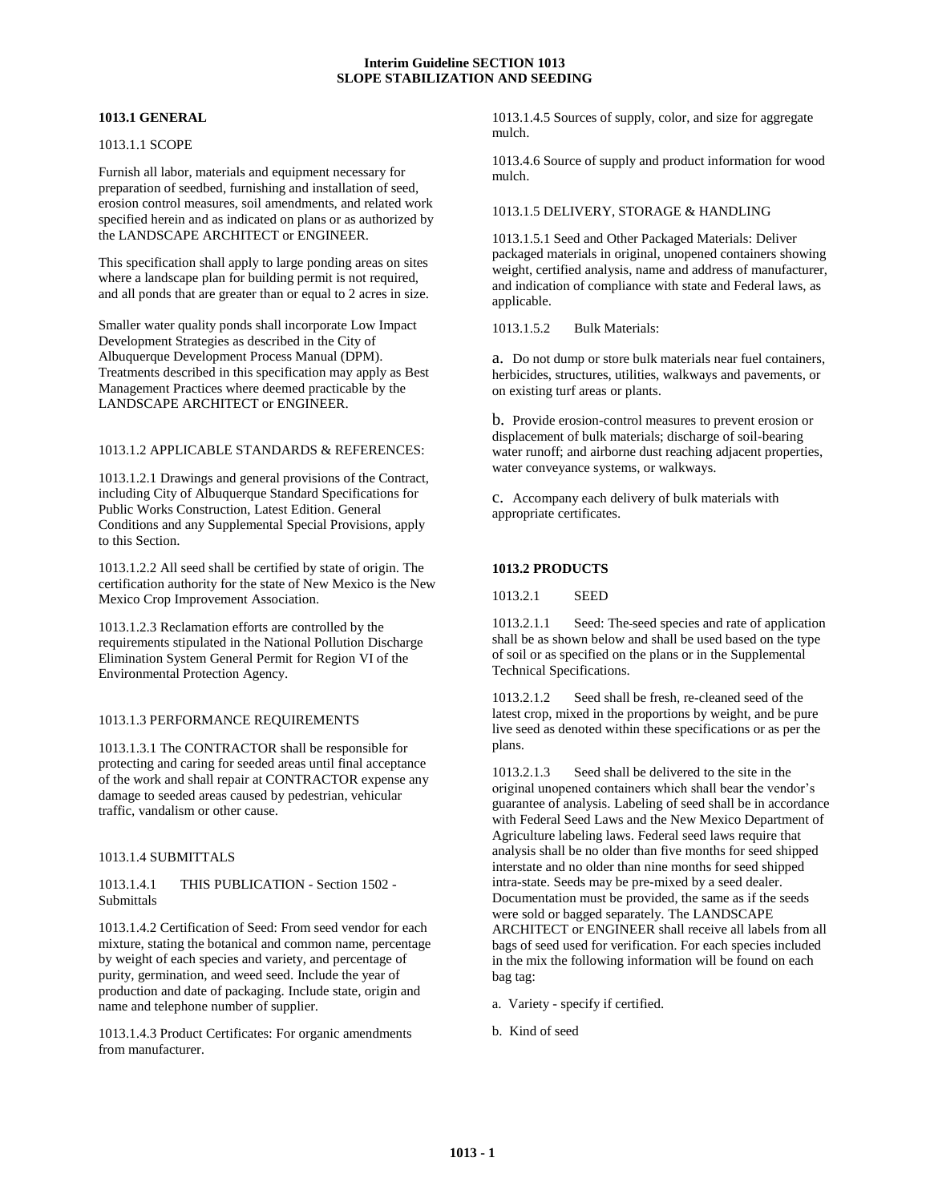# Interim Guideline SECTION 1013
# SLOPE STABILIZATION AND SEEDING

## 1013.1 GENERAL

1013.1.1 SCOPE

Furnish all labor, materials and equipment necessary for preparation of seedbed, furnishing and installation of seed, erosion control measures, soil amendments, and related work specified herein and as indicated on plans or as authorized by the LANDSCAPE ARCHITECT or ENGINEER.

This specification shall apply to large ponding areas on sites where a landscape plan for building permit is not required, and all ponds that are greater than or equal to 2 acres in size.

Smaller water quality ponds shall incorporate Low Impact Development Strategies as described in the City of Albuquerque Development Process Manual (DPM). Treatments described in this specification may apply as Best Management Practices where deemed practicable by the LANDSCAPE ARCHITECT or ENGINEER.

1013.1.2 APPLICABLE STANDARDS & REFERENCES:

1013.1.2.1 Drawings and general provisions of the Contract, including City of Albuquerque Standard Specifications for Public Works Construction, Latest Edition. General Conditions and any Supplemental Special Provisions, apply to this Section.

1013.1.2.2 All seed shall be certified by state of origin. The certification authority for the state of New Mexico is the New Mexico Crop Improvement Association.

1013.1.2.3 Reclamation efforts are controlled by the requirements stipulated in the National Pollution Discharge Elimination System General Permit for Region VI of the Environmental Protection Agency.

1013.1.3 PERFORMANCE REQUIREMENTS

1013.1.3.1 The CONTRACTOR shall be responsible for protecting and caring for seeded areas until final acceptance of the work and shall repair at CONTRACTOR expense any damage to seeded areas caused by pedestrian, vehicular traffic, vandalism or other cause.

1013.1.4 SUBMITTALS

1013.1.4.1 THIS PUBLICATION - Section 1502 - Submittals

1013.1.4.2 Certification of Seed: From seed vendor for each mixture, stating the botanical and common name, percentage by weight of each species and variety, and percentage of purity, germination, and weed seed. Include the year of production and date of packaging. Include state, origin and name and telephone number of supplier.

1013.1.4.3 Product Certificates: For organic amendments from manufacturer.

1013.1.4.5 Sources of supply, color, and size for aggregate mulch.

1013.4.6 Source of supply and product information for wood mulch.

1013.1.5 DELIVERY, STORAGE & HANDLING

1013.1.5.1 Seed and Other Packaged Materials: Deliver packaged materials in original, unopened containers showing weight, certified analysis, name and address of manufacturer, and indication of compliance with state and Federal laws, as applicable.

1013.1.5.2 Bulk Materials:

a. Do not dump or store bulk materials near fuel containers, herbicides, structures, utilities, walkways and pavements, or on existing turf areas or plants.

b. Provide erosion-control measures to prevent erosion or displacement of bulk materials; discharge of soil-bearing water runoff; and airborne dust reaching adjacent properties, water conveyance systems, or walkways.

c. Accompany each delivery of bulk materials with appropriate certificates.

## 1013.2 PRODUCTS

1013.2.1 SEED

1013.2.1.1 Seed: The seed species and rate of application shall be as shown below and shall be used based on the type of soil or as specified on the plans or in the Supplemental Technical Specifications.

1013.2.1.2 Seed shall be fresh, re-cleaned seed of the latest crop, mixed in the proportions by weight, and be pure live seed as denoted within these specifications or as per the plans.

1013.2.1.3 Seed shall be delivered to the site in the original unopened containers which shall bear the vendor's guarantee of analysis. Labeling of seed shall be in accordance with Federal Seed Laws and the New Mexico Department of Agriculture labeling laws. Federal seed laws require that analysis shall be no older than five months for seed shipped interstate and no older than nine months for seed shipped intra-state. Seeds may be pre-mixed by a seed dealer. Documentation must be provided, the same as if the seeds were sold or bagged separately. The LANDSCAPE ARCHITECT or ENGINEER shall receive all labels from all bags of seed used for verification. For each species included in the mix the following information will be found on each bag tag:

a. Variety - specify if certified.

b. Kind of seed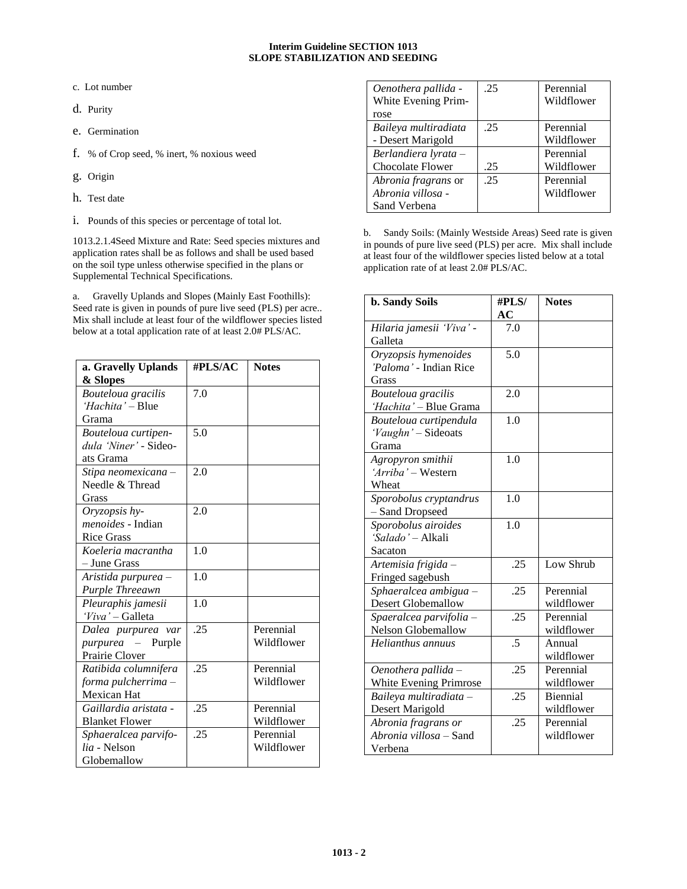c. Lot number

d. Purity

e. Germination

f. % of Crop seed, % inert, % noxious weed

g. Origin

h. Test date

i. Pounds of this species or percentage of total lot.

1013.2.1.4Seed Mixture and Rate: Seed species mixtures and application rates shall be as follows and shall be used based on the soil type unless otherwise specified in the plans or Supplemental Technical Specifications.

a. Gravelly Uplands and Slopes (Mainly East Foothills): Seed rate is given in pounds of pure live seed (PLS) per acre.. Mix shall include at least four of the wildflower species listed below at a total application rate of at least 2.0# PLS/AC.

| a. Gravelly Uplands & Slopes | #PLS/AC | Notes |
|---|---|---|
| *Bouteloua gracilis 'Hachita'* – Blue Grama | 7.0 | |
| *Bouteloua curtipendula 'Niner'* - Sideoats Grama | 5.0 | |
| *Stipa neomexicana* – Needle & Thread Grass | 2.0 | |
| *Oryzopsis hymenoides* - Indian Rice Grass | 2.0 | |
| *Koeleria macrantha* – June Grass | 1.0 | |
| *Aristida purpurea – Purple Threeawn* | 1.0 | |
| *Pleuraphis jamesii 'Viva'* – Galleta | 1.0 | |
| *Dalea purpurea var purpurea* – Purple Prairie Clover | .25 | Perennial Wildflower |
| *Ratibida columnifera forma pulcherrima* – Mexican Hat | .25 | Perennial Wildflower |
| *Gaillardia aristata* - Blanket Flower | .25 | Perennial Wildflower |
| *Sphaeralcea parvifolia* - Nelson Globemallow | .25 | Perennial Wildflower |
| *Oenothera pallida* - White Evening Primrose | .25 | Perennial Wildflower |
| *Baileya multiradiata* - Desert Marigold | .25 | Perennial Wildflower |
| *Berlandiera lyrata* – Chocolate Flower | .25 | Perennial Wildflower |
| *Abronia fragrans* or *Abronia villosa* - Sand Verbena | .25 | Perennial Wildflower |

b. Sandy Soils: (Mainly Westside Areas) Seed rate is given in pounds of pure live seed (PLS) per acre. Mix shall include at least four of the wildflower species listed below at a total application rate of at least 2.0# PLS/AC.

| b. Sandy Soils | #PLS/ AC | Notes |
|---|---|---|
| *Hilaria jamesii 'Viva'* - Galleta | 7.0 | |
| *Oryzopsis hymenoides 'Paloma'* - Indian Rice Grass | 5.0 | |
| *Bouteloua gracilis 'Hachita'* – Blue Grama | 2.0 | |
| *Bouteloua curtipendula 'Vaughn'* – Sideoats Grama | 1.0 | |
| *Agropyron smithii 'Arriba'* – Western Wheat | 1.0 | |
| *Sporobolus cryptandrus* – Sand Dropseed | 1.0 | |
| *Sporobolus airoides 'Salado'* – Alkali Sacaton | 1.0 | |
| *Artemisia frigida* – Fringed sagebush | .25 | Low Shrub |
| *Sphaeralcea ambigua* – Desert Globemallow | .25 | Perennial wildflower |
| *Spaeralcea parvifolia* – Nelson Globemallow | .25 | Perennial wildflower |
| *Helianthus annuus* | .5 | Annual wildflower |
| *Oenothera pallida* – White Evening Primrose | .25 | Perennial wildflower |
| *Baileya multiradiata* – Desert Marigold | .25 | Biennial wildflower |
| *Abronia fragrans or Abronia villosa* – Sand Verbena | .25 | Perennial wildflower |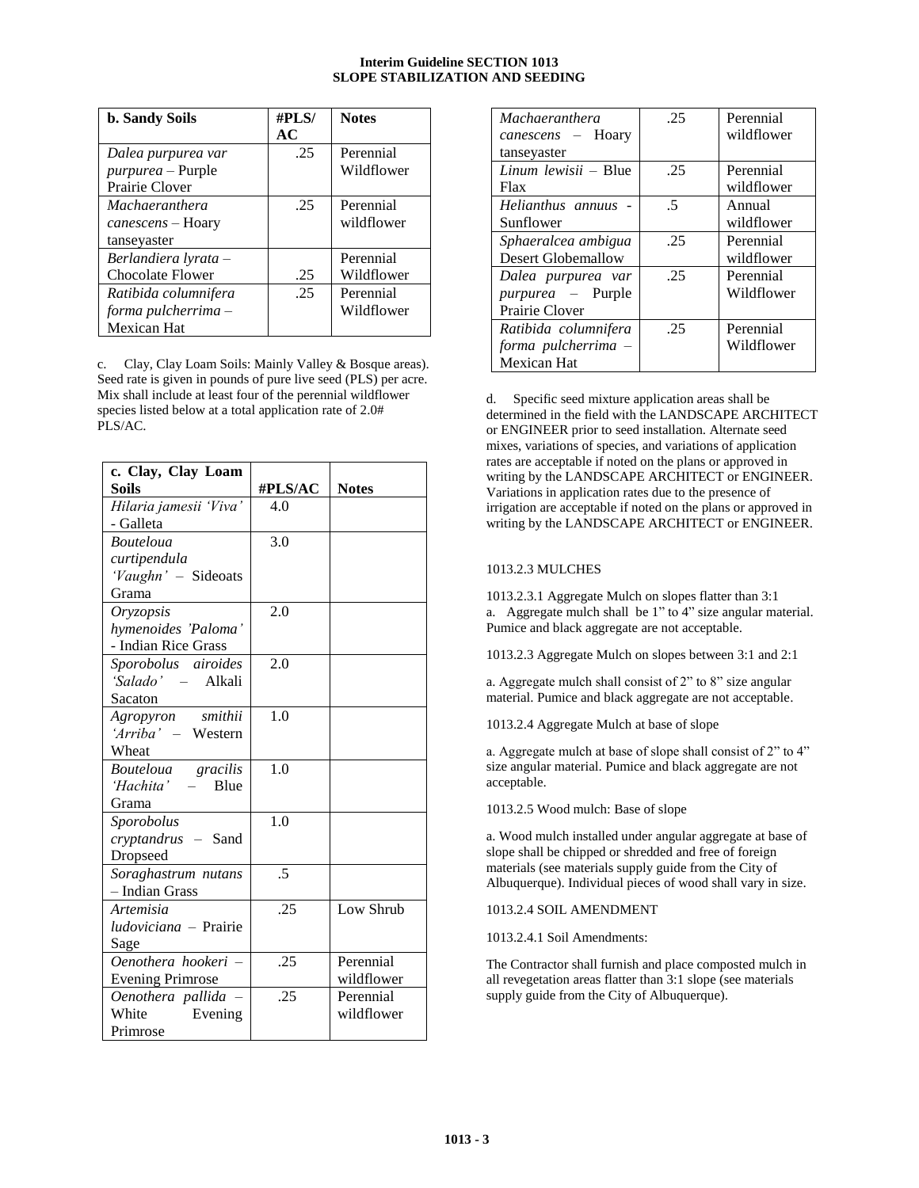| b. Sandy Soils | #PLS/AC | Notes |
|---|---|---|
| *Dalea purpurea var purpurea* – Purple Prairie Clover | .25 | Perennial Wildflower |
| *Machaeranthera canescens* – Hoary tanseyaster | .25 | Perennial wildflower |
| *Berlandiera lyrata* – Chocolate Flower | .25 | Perennial Wildflower |
| *Ratibida columnifera forma pulcherrima* – Mexican Hat | .25 | Perennial Wildflower |

c. Clay, Clay Loam Soils: Mainly Valley & Bosque areas). Seed rate is given in pounds of pure live seed (PLS) per acre. Mix shall include at least four of the perennial wildflower species listed below at a total application rate of 2.0# PLS/AC.

| c. Clay, Clay Loam Soils | #PLS/AC | Notes |
|---|---|---|
| *Hilaria jamesii 'Viva'* - Galleta | 4.0 | |
| *Bouteloua curtipendula 'Vaughn'* – Sideoats Grama | 3.0 | |
| *Oryzopsis hymenoides 'Paloma'* - Indian Rice Grass | 2.0 | |
| *Sporobolus airoides 'Salado'* – Alkali Sacaton | 2.0 | |
| *Agropyron smithii 'Arriba'* – Western Wheat | 1.0 | |
| *Bouteloua gracilis 'Hachita'* – Blue Grama | 1.0 | |
| *Sporobolus cryptandrus* – Sand Dropseed | 1.0 | |
| *Soraghastrum nutans* – Indian Grass | .5 | |
| *Artemisia ludoviciana* – Prairie Sage | .25 | Low Shrub |
| *Oenothera hookeri* – Evening Primrose | .25 | Perennial wildflower |
| *Oenothera pallida* – White Evening Primrose | .25 | Perennial wildflower |
| *Machaeranthera canescens* – Hoary tanseyaster | .25 | Perennial wildflower |
| *Linum lewisii* – Blue Flax | .25 | Perennial wildflower |
| *Helianthus annuus* - Sunflower | .5 | Annual wildflower |
| *Sphaeralcea ambigua* Desert Globemallow | .25 | Perennial wildflower |
| *Dalea purpurea var purpurea* – Purple Prairie Clover | .25 | Perennial Wildflower |
| *Ratibida columnifera forma pulcherrima* – Mexican Hat | .25 | Perennial Wildflower |

d. Specific seed mixture application areas shall be determined in the field with the LANDSCAPE ARCHITECT or ENGINEER prior to seed installation. Alternate seed mixes, variations of species, and variations of application rates are acceptable if noted on the plans or approved in writing by the LANDSCAPE ARCHITECT or ENGINEER. Variations in application rates due to the presence of irrigation are acceptable if noted on the plans or approved in writing by the LANDSCAPE ARCHITECT or ENGINEER.

1013.2.3 MULCHES

1013.2.3.1 Aggregate Mulch on slopes flatter than 3:1

a. Aggregate mulch shall be 1" to 4" size angular material. Pumice and black aggregate are not acceptable.

1013.2.3 Aggregate Mulch on slopes between 3:1 and 2:1

a. Aggregate mulch shall consist of 2" to 8" size angular material. Pumice and black aggregate are not acceptable.

1013.2.4 Aggregate Mulch at base of slope

a. Aggregate mulch at base of slope shall consist of 2" to 4" size angular material. Pumice and black aggregate are not acceptable.

1013.2.5 Wood mulch: Base of slope

a. Wood mulch installed under angular aggregate at base of slope shall be chipped or shredded and free of foreign materials (see materials supply guide from the City of Albuquerque). Individual pieces of wood shall vary in size.

1013.2.4 SOIL AMENDMENT

1013.2.4.1 Soil Amendments:

The Contractor shall furnish and place composted mulch in all revegetation areas flatter than 3:1 slope (see materials supply guide from the City of Albuquerque).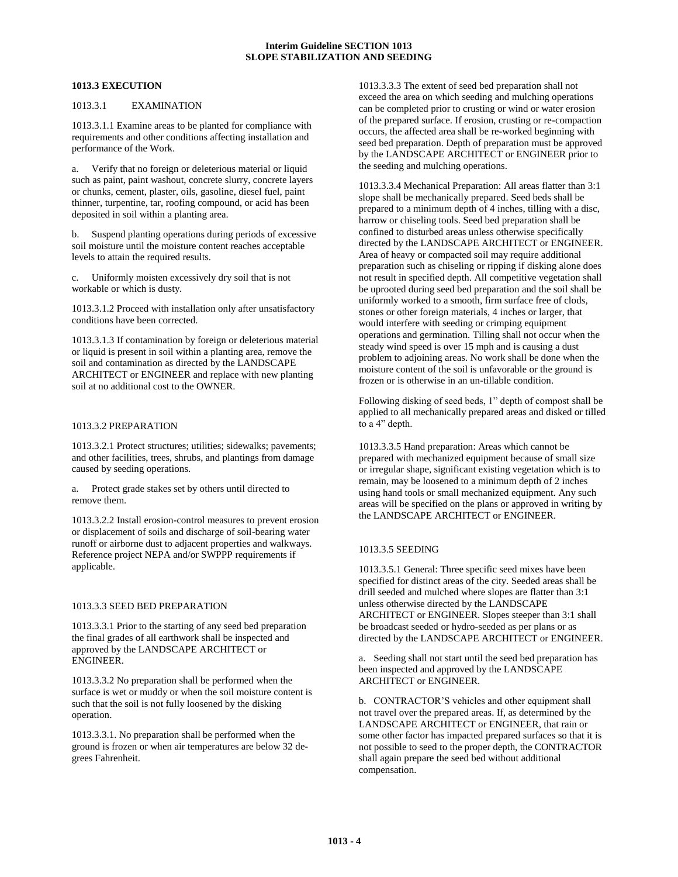## 1013.3 EXECUTION

### 1013.3.1 EXAMINATION

1013.3.1.1 Examine areas to be planted for compliance with requirements and other conditions affecting installation and performance of the Work.

a. Verify that no foreign or deleterious material or liquid such as paint, paint washout, concrete slurry, concrete layers or chunks, cement, plaster, oils, gasoline, diesel fuel, paint thinner, turpentine, tar, roofing compound, or acid has been deposited in soil within a planting area.

b. Suspend planting operations during periods of excessive soil moisture until the moisture content reaches acceptable levels to attain the required results.

c. Uniformly moisten excessively dry soil that is not workable or which is dusty.

1013.3.1.2 Proceed with installation only after unsatisfactory conditions have been corrected.

1013.3.1.3 If contamination by foreign or deleterious material or liquid is present in soil within a planting area, remove the soil and contamination as directed by the LANDSCAPE ARCHITECT or ENGINEER and replace with new planting soil at no additional cost to the OWNER.

### 1013.3.2 PREPARATION

1013.3.2.1 Protect structures; utilities; sidewalks; pavements; and other facilities, trees, shrubs, and plantings from damage caused by seeding operations.

a. Protect grade stakes set by others until directed to remove them.

1013.3.2.2 Install erosion-control measures to prevent erosion or displacement of soils and discharge of soil-bearing water runoff or airborne dust to adjacent properties and walkways. Reference project NEPA and/or SWPPP requirements if applicable.

### 1013.3.3 SEED BED PREPARATION

1013.3.3.1 Prior to the starting of any seed bed preparation the final grades of all earthwork shall be inspected and approved by the LANDSCAPE ARCHITECT or ENGINEER.

1013.3.3.2 No preparation shall be performed when the surface is wet or muddy or when the soil moisture content is such that the soil is not fully loosened by the disking operation.

1013.3.3.1. No preparation shall be performed when the ground is frozen or when air temperatures are below 32 degrees Fahrenheit.

1013.3.3.3 The extent of seed bed preparation shall not exceed the area on which seeding and mulching operations can be completed prior to crusting or wind or water erosion of the prepared surface. If erosion, crusting or re-compaction occurs, the affected area shall be re-worked beginning with seed bed preparation. Depth of preparation must be approved by the LANDSCAPE ARCHITECT or ENGINEER prior to the seeding and mulching operations.

1013.3.3.4 Mechanical Preparation: All areas flatter than 3:1 slope shall be mechanically prepared. Seed beds shall be prepared to a minimum depth of 4 inches, tilling with a disc, harrow or chiseling tools. Seed bed preparation shall be confined to disturbed areas unless otherwise specifically directed by the LANDSCAPE ARCHITECT or ENGINEER. Area of heavy or compacted soil may require additional preparation such as chiseling or ripping if disking alone does not result in specified depth. All competitive vegetation shall be uprooted during seed bed preparation and the soil shall be uniformly worked to a smooth, firm surface free of clods, stones or other foreign materials, 4 inches or larger, that would interfere with seeding or crimping equipment operations and germination. Tilling shall not occur when the steady wind speed is over 15 mph and is causing a dust problem to adjoining areas. No work shall be done when the moisture content of the soil is unfavorable or the ground is frozen or is otherwise in an un-tillable condition.

Following disking of seed beds, 1" depth of compost shall be applied to all mechanically prepared areas and disked or tilled to a 4" depth.

1013.3.3.5 Hand preparation: Areas which cannot be prepared with mechanized equipment because of small size or irregular shape, significant existing vegetation which is to remain, may be loosened to a minimum depth of 2 inches using hand tools or small mechanized equipment. Any such areas will be specified on the plans or approved in writing by the LANDSCAPE ARCHITECT or ENGINEER.

### 1013.3.5 SEEDING

1013.3.5.1 General: Three specific seed mixes have been specified for distinct areas of the city. Seeded areas shall be drill seeded and mulched where slopes are flatter than 3:1 unless otherwise directed by the LANDSCAPE ARCHITECT or ENGINEER. Slopes steeper than 3:1 shall be broadcast seeded or hydro-seeded as per plans or as directed by the LANDSCAPE ARCHITECT or ENGINEER.

a. Seeding shall not start until the seed bed preparation has been inspected and approved by the LANDSCAPE ARCHITECT or ENGINEER.

b. CONTRACTOR'S vehicles and other equipment shall not travel over the prepared areas. If, as determined by the LANDSCAPE ARCHITECT or ENGINEER, that rain or some other factor has impacted prepared surfaces so that it is not possible to seed to the proper depth, the CONTRACTOR shall again prepare the seed bed without additional compensation.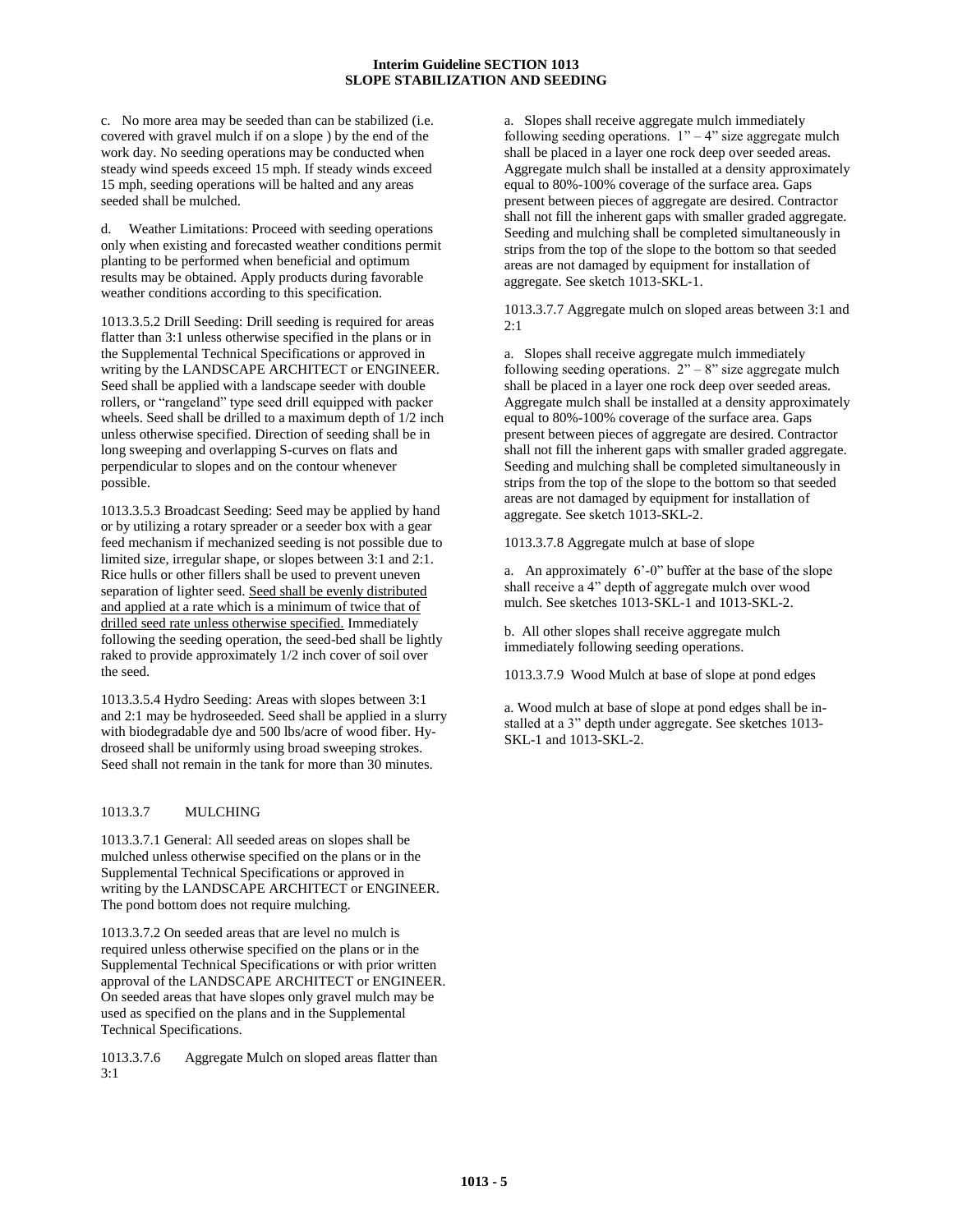c. No more area may be seeded than can be stabilized (i.e. covered with gravel mulch if on a slope ) by the end of the work day. No seeding operations may be conducted when steady wind speeds exceed 15 mph. If steady winds exceed 15 mph, seeding operations will be halted and any areas seeded shall be mulched.

d. Weather Limitations: Proceed with seeding operations only when existing and forecasted weather conditions permit planting to be performed when beneficial and optimum results may be obtained. Apply products during favorable weather conditions according to this specification.

1013.3.5.2 Drill Seeding: Drill seeding is required for areas flatter than 3:1 unless otherwise specified in the plans or in the Supplemental Technical Specifications or approved in writing by the LANDSCAPE ARCHITECT or ENGINEER. Seed shall be applied with a landscape seeder with double rollers, or "rangeland" type seed drill equipped with packer wheels. Seed shall be drilled to a maximum depth of 1/2 inch unless otherwise specified. Direction of seeding shall be in long sweeping and overlapping S-curves on flats and perpendicular to slopes and on the contour whenever possible.

1013.3.5.3 Broadcast Seeding: Seed may be applied by hand or by utilizing a rotary spreader or a seeder box with a gear feed mechanism if mechanized seeding is not possible due to limited size, irregular shape, or slopes between 3:1 and 2:1. Rice hulls or other fillers shall be used to prevent uneven separation of lighter seed. <u>Seed shall be evenly distributed and applied at a rate which is a minimum of twice that of drilled seed rate unless otherwise specified.</u> Immediately following the seeding operation, the seed-bed shall be lightly raked to provide approximately 1/2 inch cover of soil over the seed.

1013.3.5.4 Hydro Seeding: Areas with slopes between 3:1 and 2:1 may be hydroseeded. Seed shall be applied in a slurry with biodegradable dye and 500 lbs/acre of wood fiber. Hydroseed shall be uniformly using broad sweeping strokes. Seed shall not remain in the tank for more than 30 minutes.

## 1013.3.7 MULCHING

1013.3.7.1 General: All seeded areas on slopes shall be mulched unless otherwise specified on the plans or in the Supplemental Technical Specifications or approved in writing by the LANDSCAPE ARCHITECT or ENGINEER. The pond bottom does not require mulching.

1013.3.7.2 On seeded areas that are level no mulch is required unless otherwise specified on the plans or in the Supplemental Technical Specifications or with prior written approval of the LANDSCAPE ARCHITECT or ENGINEER. On seeded areas that have slopes only gravel mulch may be used as specified on the plans and in the Supplemental Technical Specifications.

1013.3.7.6 Aggregate Mulch on sloped areas flatter than 3:1

a. Slopes shall receive aggregate mulch immediately following seeding operations. 1" – 4" size aggregate mulch shall be placed in a layer one rock deep over seeded areas. Aggregate mulch shall be installed at a density approximately equal to 80%-100% coverage of the surface area. Gaps present between pieces of aggregate are desired. Contractor shall not fill the inherent gaps with smaller graded aggregate. Seeding and mulching shall be completed simultaneously in strips from the top of the slope to the bottom so that seeded areas are not damaged by equipment for installation of aggregate. See sketch 1013-SKL-1.

1013.3.7.7 Aggregate mulch on sloped areas between 3:1 and 2:1

a. Slopes shall receive aggregate mulch immediately following seeding operations. 2" – 8" size aggregate mulch shall be placed in a layer one rock deep over seeded areas. Aggregate mulch shall be installed at a density approximately equal to 80%-100% coverage of the surface area. Gaps present between pieces of aggregate are desired. Contractor shall not fill the inherent gaps with smaller graded aggregate. Seeding and mulching shall be completed simultaneously in strips from the top of the slope to the bottom so that seeded areas are not damaged by equipment for installation of aggregate. See sketch 1013-SKL-2.

1013.3.7.8 Aggregate mulch at base of slope

a. An approximately 6'-0" buffer at the base of the slope shall receive a 4" depth of aggregate mulch over wood mulch. See sketches 1013-SKL-1 and 1013-SKL-2.

b. All other slopes shall receive aggregate mulch immediately following seeding operations.

1013.3.7.9 Wood Mulch at base of slope at pond edges

a. Wood mulch at base of slope at pond edges shall be installed at a 3" depth under aggregate. See sketches 1013-SKL-1 and 1013-SKL-2.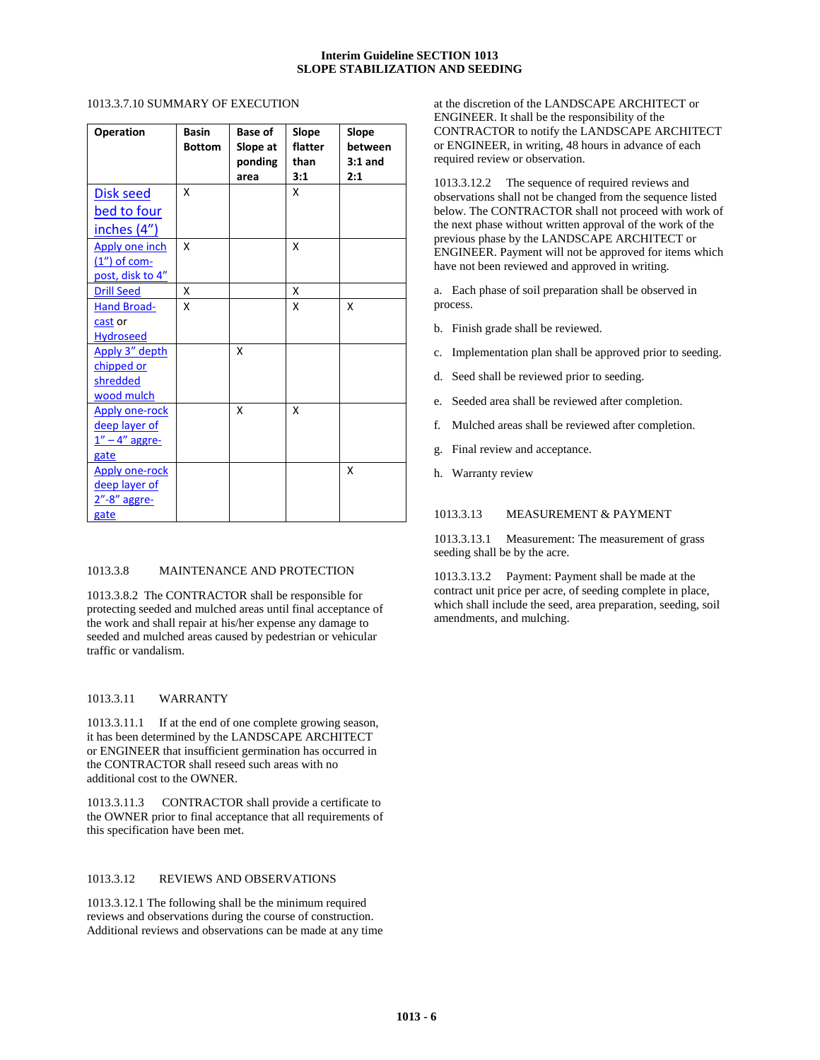1013.3.7.10 SUMMARY OF EXECUTION

| Operation | Basin Bottom | Base of Slope at ponding area | Slope flatter than 3:1 | Slope between 3:1 and 2:1 |
|---|---|---|---|---|
| Disk seed bed to four inches (4") | X | | X | |
| Apply one inch (1") of com-post, disk to 4" | X | | X | |
| Drill Seed | X | | X | |
| Hand Broad-cast or Hydroseed | X | | X | X |
| Apply 3" depth chipped or shredded wood mulch | | X | | |
| Apply one-rock deep layer of 1" – 4" aggre-gate | | X | X | |
| Apply one-rock deep layer of 2"-8" aggre-gate | | | | X |

## 1013.3.8 MAINTENANCE AND PROTECTION

1013.3.8.2 The CONTRACTOR shall be responsible for protecting seeded and mulched areas until final acceptance of the work and shall repair at his/her expense any damage to seeded and mulched areas caused by pedestrian or vehicular traffic or vandalism.

## 1013.3.11 WARRANTY

1013.3.11.1 If at the end of one complete growing season, it has been determined by the LANDSCAPE ARCHITECT or ENGINEER that insufficient germination has occurred in the CONTRACTOR shall reseed such areas with no additional cost to the OWNER.

1013.3.11.3 CONTRACTOR shall provide a certificate to the OWNER prior to final acceptance that all requirements of this specification have been met.

## 1013.3.12 REVIEWS AND OBSERVATIONS

1013.3.12.1 The following shall be the minimum required reviews and observations during the course of construction. Additional reviews and observations can be made at any time at the discretion of the LANDSCAPE ARCHITECT or ENGINEER. It shall be the responsibility of the CONTRACTOR to notify the LANDSCAPE ARCHITECT or ENGINEER, in writing, 48 hours in advance of each required review or observation.

1013.3.12.2 The sequence of required reviews and observations shall not be changed from the sequence listed below. The CONTRACTOR shall not proceed with work of the next phase without written approval of the work of the previous phase by the LANDSCAPE ARCHITECT or ENGINEER. Payment will not be approved for items which have not been reviewed and approved in writing.

a. Each phase of soil preparation shall be observed in process.

b. Finish grade shall be reviewed.

c. Implementation plan shall be approved prior to seeding.

d. Seed shall be reviewed prior to seeding.

e. Seeded area shall be reviewed after completion.

f. Mulched areas shall be reviewed after completion.

g. Final review and acceptance.

h. Warranty review

## 1013.3.13 MEASUREMENT & PAYMENT

1013.3.13.1 Measurement: The measurement of grass seeding shall be by the acre.

1013.3.13.2 Payment: Payment shall be made at the contract unit price per acre, of seeding complete in place, which shall include the seed, area preparation, seeding, soil amendments, and mulching.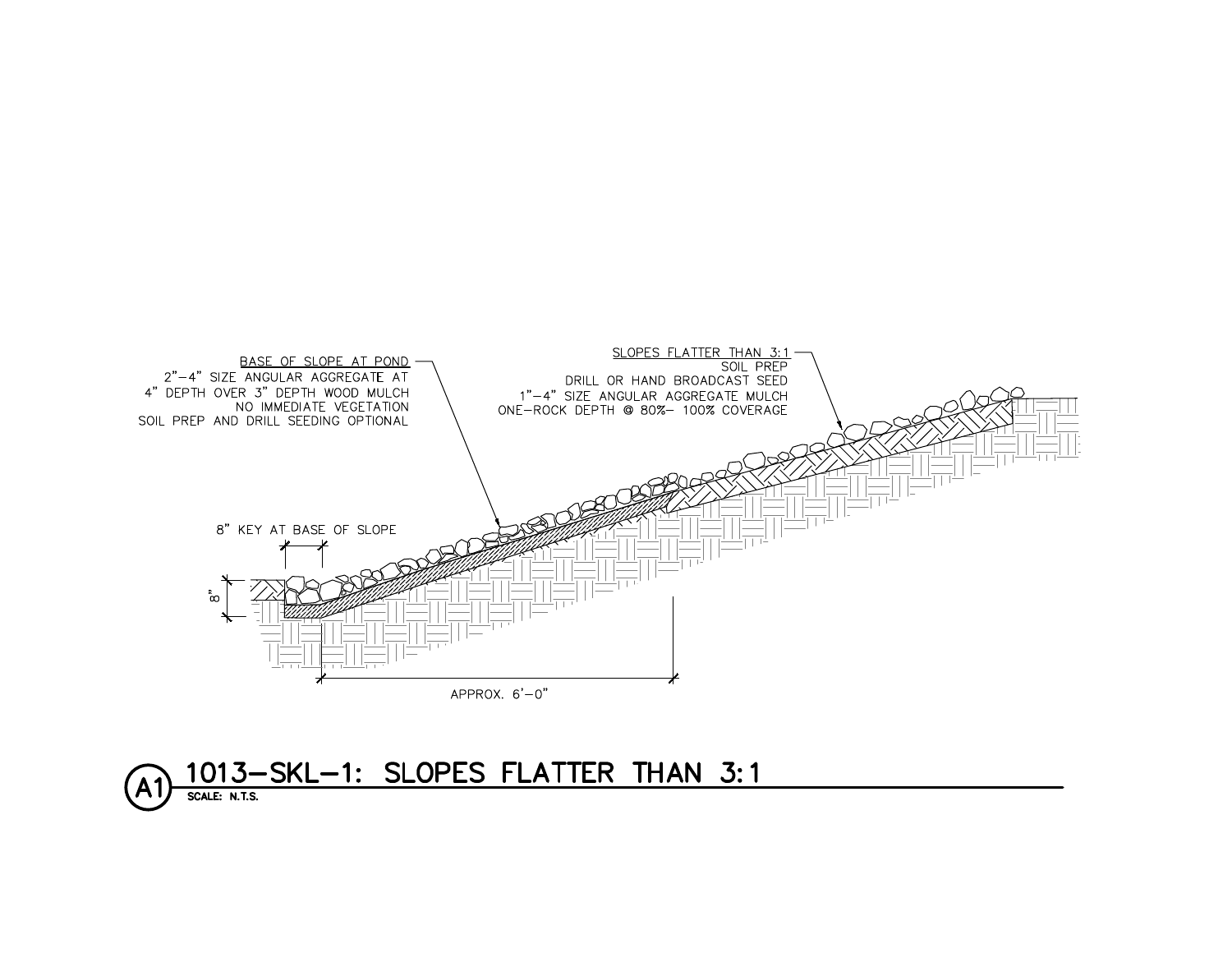BASE OF SLOPE AT POND
2"–4" SIZE ANGULAR AGGREGATE AT
4" DEPTH OVER 3" DEPTH WOOD MULCH
NO IMMEDIATE VEGETATION
SOIL PREP AND DRILL SEEDING OPTIONAL

SLOPES FLATTER THAN 3:1
SOIL PREP
DRILL OR HAND BROADCAST SEED
1"–4" SIZE ANGULAR AGGREGATE MULCH
ONE-ROCK DEPTH @ 80%– 100% COVERAGE

8" KEY AT BASE OF SLOPE

8"

APPROX. 6'–0"

## A1 1013–SKL–1: SLOPES FLATTER THAN 3:1

SCALE: N.T.S.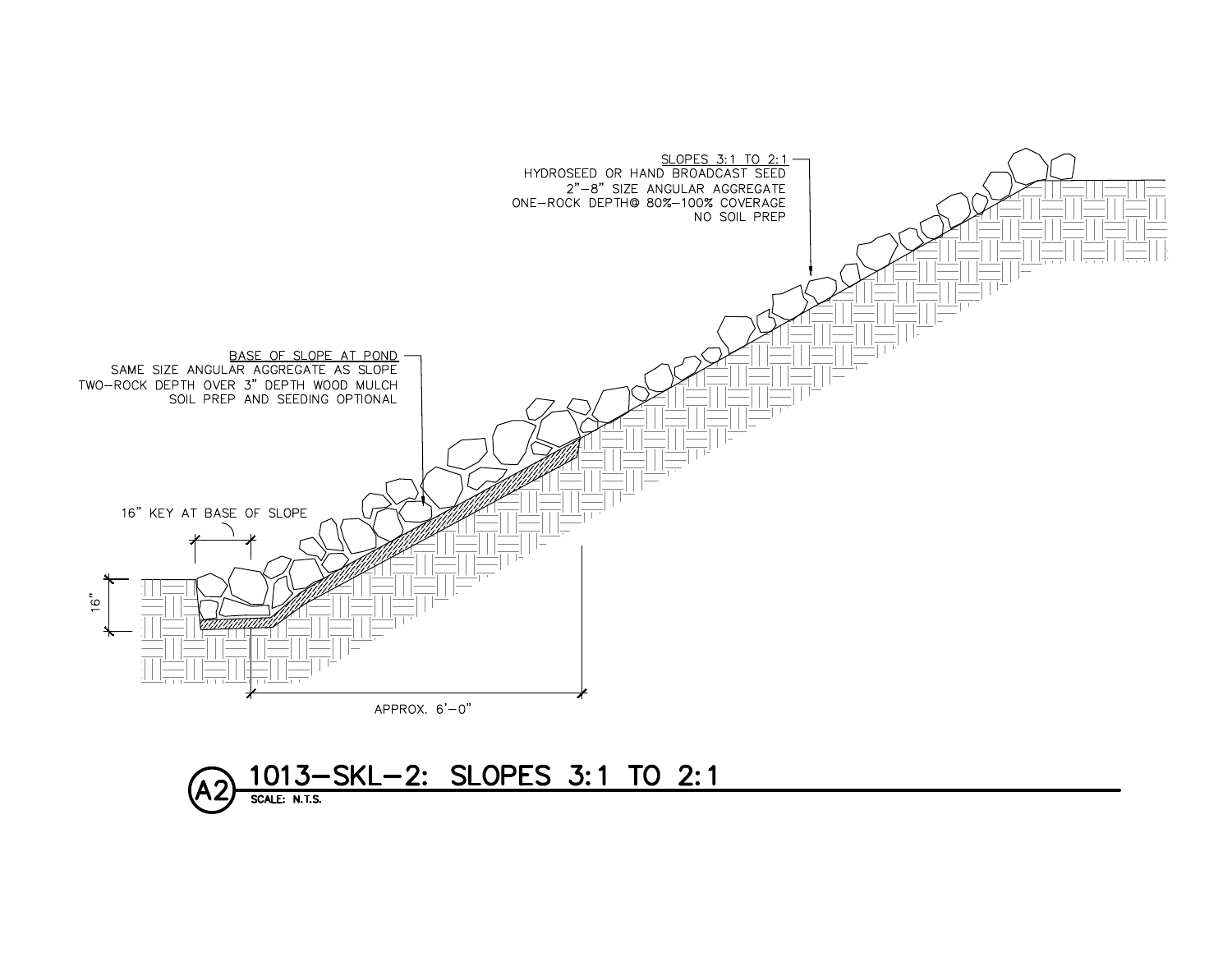SLOPES 3:1 TO 2:1
HYDROSEED OR HAND BROADCAST SEED
2"–8" SIZE ANGULAR AGGREGATE
ONE-ROCK DEPTH@ 80%–100% COVERAGE
NO SOIL PREP

BASE OF SLOPE AT POND
SAME SIZE ANGULAR AGGREGATE AS SLOPE
TWO-ROCK DEPTH OVER 3" DEPTH WOOD MULCH
SOIL PREP AND SEEDING OPTIONAL

16" KEY AT BASE OF SLOPE

16"

APPROX. 6'–0"

## A2 1013–SKL–2: SLOPES 3:1 TO 2:1

SCALE: N.T.S.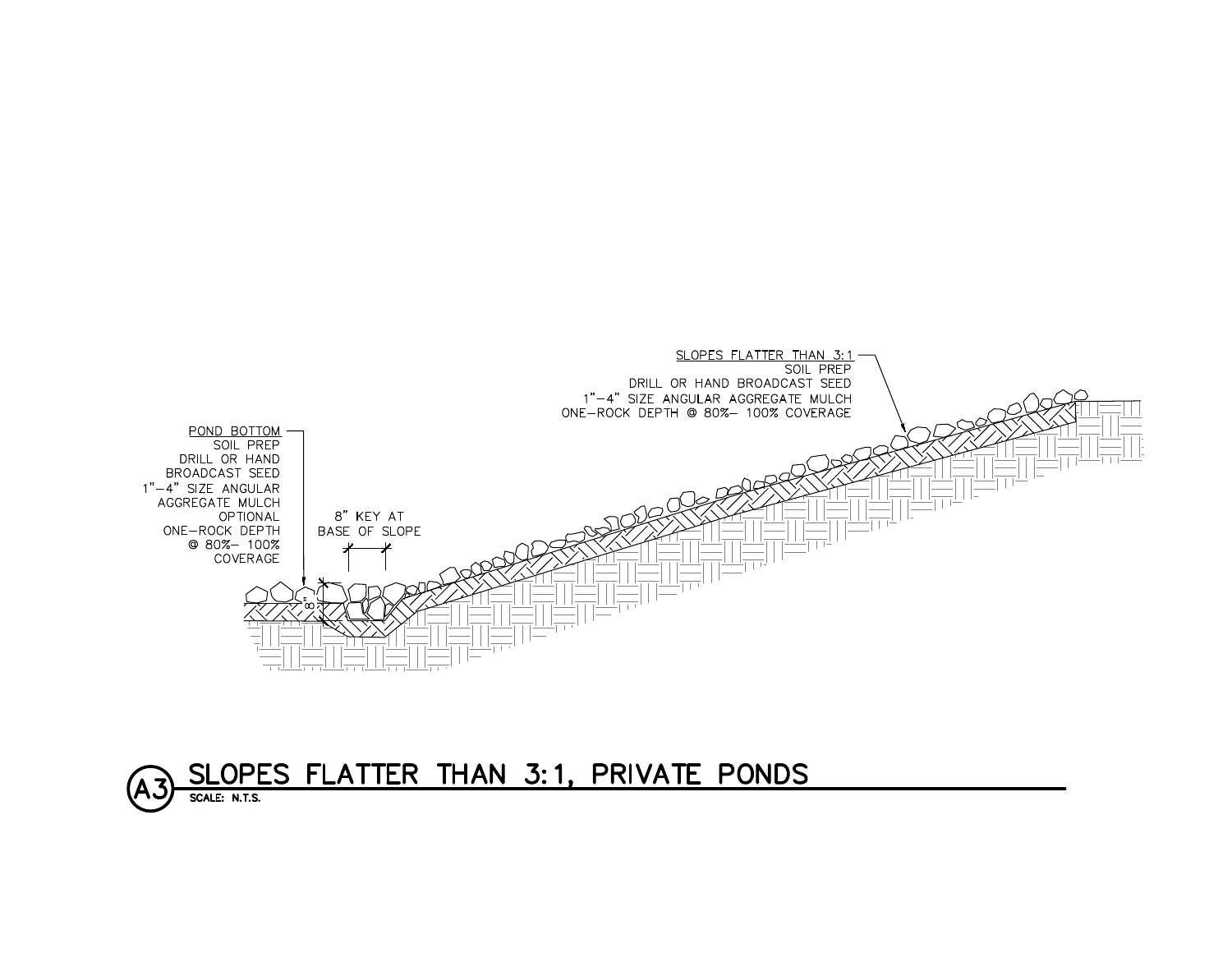SLOPES FLATTER THAN 3:1
SOIL PREP
DRILL OR HAND BROADCAST SEED
1"–4" SIZE ANGULAR AGGREGATE MULCH
ONE–ROCK DEPTH @ 80%– 100% COVERAGE

POND BOTTOM
SOIL PREP
DRILL OR HAND
BROADCAST SEED
1"–4" SIZE ANGULAR
AGGREGATE MULCH
OPTIONAL
ONE–ROCK DEPTH
@ 80%– 100%
COVERAGE

8" KEY AT
BASE OF SLOPE

8"

## A3 SLOPES FLATTER THAN 3:1, PRIVATE PONDS

SCALE: N.T.S.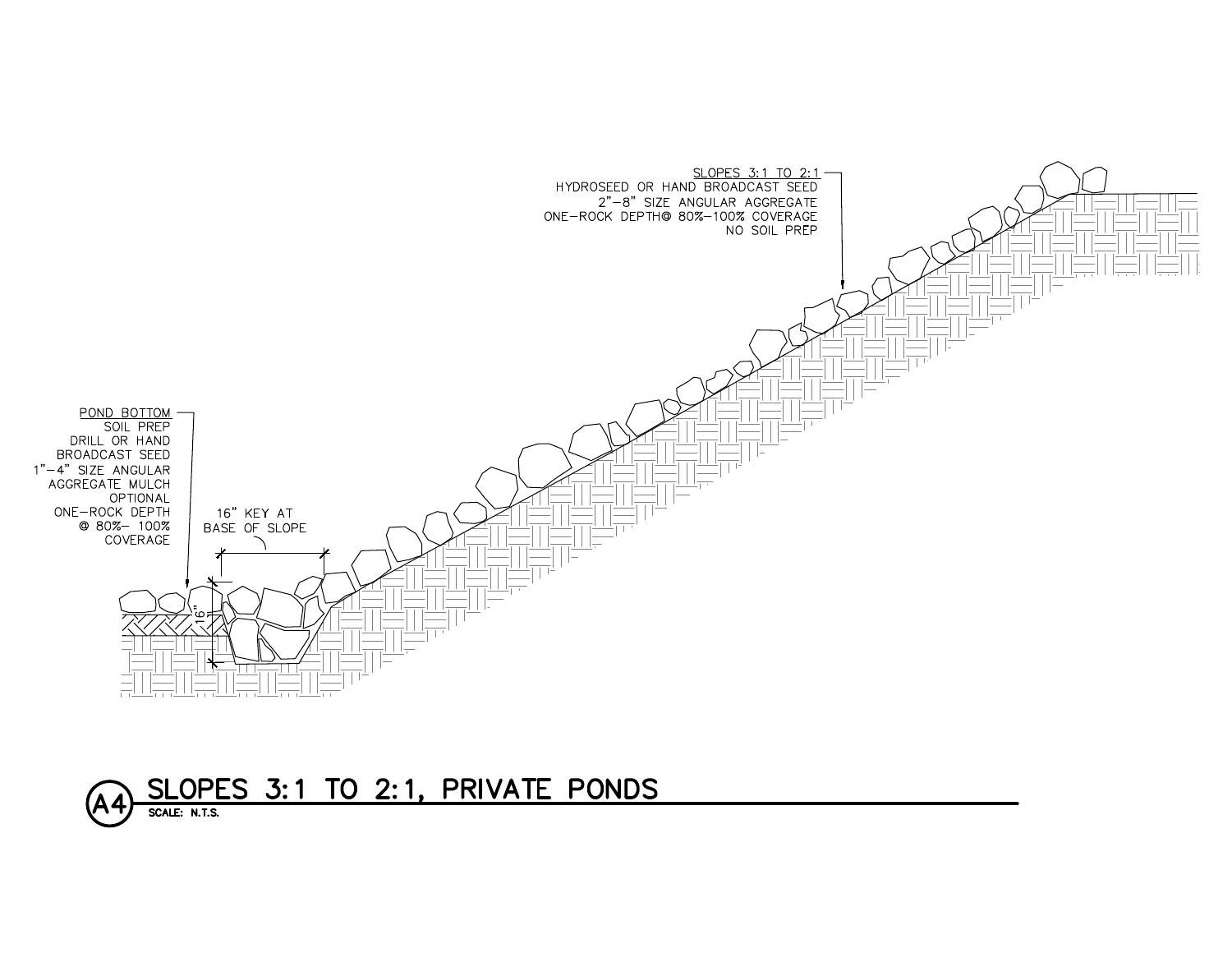SLOPES 3:1 TO 2:1
HYDROSEED OR HAND BROADCAST SEED
2"–8" SIZE ANGULAR AGGREGATE
ONE-ROCK DEPTH@ 80%–100% COVERAGE
NO SOIL PREP

POND BOTTOM
SOIL PREP
DRILL OR HAND
BROADCAST SEED
1"–4" SIZE ANGULAR
AGGREGATE MULCH
OPTIONAL
ONE-ROCK DEPTH
@ 80%– 100%
COVERAGE

16" KEY AT
BASE OF SLOPE

16"

# A4 SLOPES 3:1 TO 2:1, PRIVATE PONDS

SCALE: N.T.S.